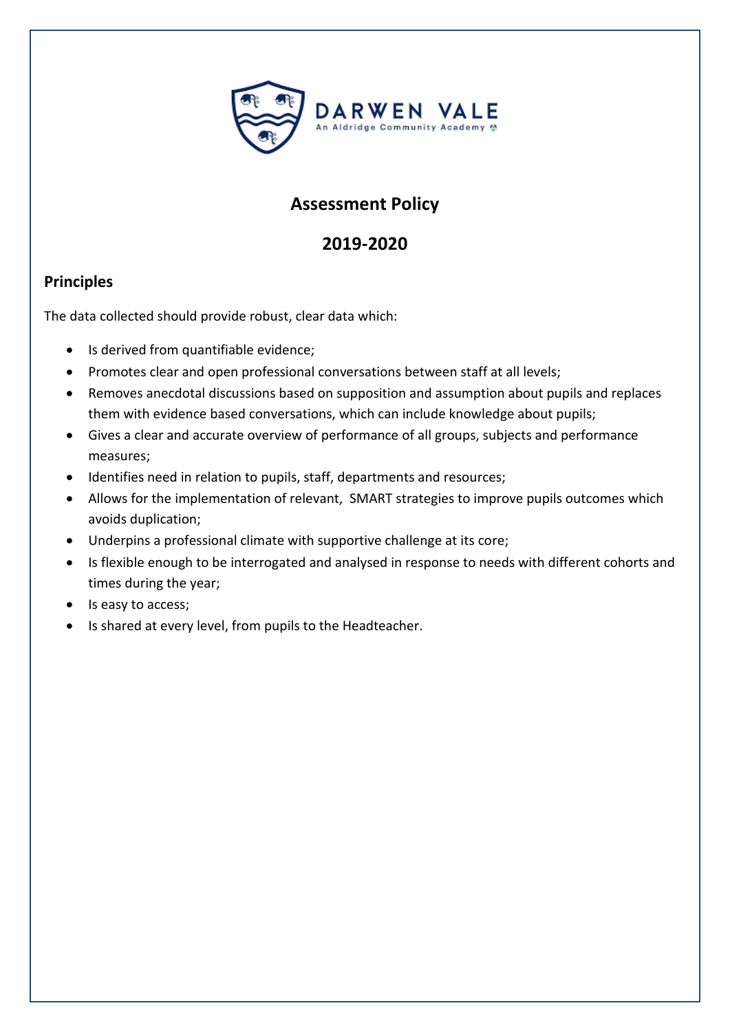DARWEN VALE

An Aldridge Community Academy

# Assessment Policy

# 2019-2020

## Principles

The data collected should provide robust, clear data which:

- Is derived from quantifiable evidence;
- Promotes clear and open professional conversations between staff at all levels;
- Removes anecdotal discussions based on supposition and assumption about pupils and replaces them with evidence based conversations, which can include knowledge about pupils;
- Gives a clear and accurate overview of performance of all groups, subjects and performance measures;
- Identifies need in relation to pupils, staff, departments and resources;
- Allows for the implementation of relevant, SMART strategies to improve pupils outcomes which avoids duplication;
- Underpins a professional climate with supportive challenge at its core;
- Is flexible enough to be interrogated and analysed in response to needs with different cohorts and times during the year;
- Is easy to access;
- Is shared at every level, from pupils to the Headteacher.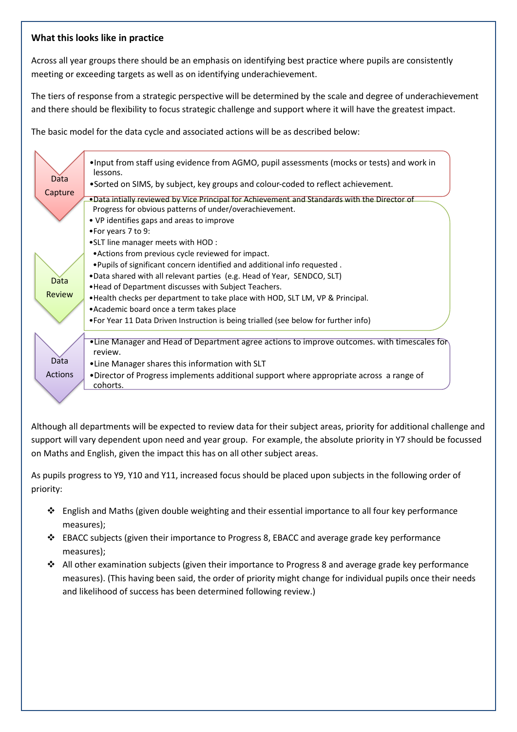### What this looks like in practice

Across all year groups there should be an emphasis on identifying best practice where pupils are consistently meeting or exceeding targets as well as on identifying underachievement.

The tiers of response from a strategic perspective will be determined by the scale and degree of underachievement and there should be flexibility to focus strategic challenge and support where it will have the greatest impact.

The basic model for the data cycle and associated actions will be as described below:

**Data Capture**

- Input from staff using evidence from AGMO, pupil assessments (mocks or tests) and work in lessons.
- Sorted on SIMS, by subject, key groups and colour-coded to reflect achievement.

**Data Review**

- Data intially reviewed by Vice Principal for Achievement and Standards with the Director of Progress for obvious patterns of under/overachievement.
- VP identifies gaps and areas to improve
- For years 7 to 9:
- SLT line manager meets with HOD :
  - Actions from previous cycle reviewed for impact.
  - Pupils of significant concern identified and additional info requested .
- Data shared with all relevant parties (e.g. Head of Year, SENDCO, SLT)
- Head of Department discusses with Subject Teachers.
- Health checks per department to take place with HOD, SLT LM, VP & Principal.
- Academic board once a term takes place
- For Year 11 Data Driven Instruction is being trialled (see below for further info)

**Data Actions**

- Line Manager and Head of Department agree actions to improve outcomes. with timescales for review.
- Line Manager shares this information with SLT
- Director of Progress implements additional support where appropriate across a range of cohorts.

Although all departments will be expected to review data for their subject areas, priority for additional challenge and support will vary dependent upon need and year group. For example, the absolute priority in Y7 should be focussed on Maths and English, given the impact this has on all other subject areas.

As pupils progress to Y9, Y10 and Y11, increased focus should be placed upon subjects in the following order of priority:

- English and Maths (given double weighting and their essential importance to all four key performance measures);
- EBACC subjects (given their importance to Progress 8, EBACC and average grade key performance measures);
- All other examination subjects (given their importance to Progress 8 and average grade key performance measures). (This having been said, the order of priority might change for individual pupils once their needs and likelihood of success has been determined following review.)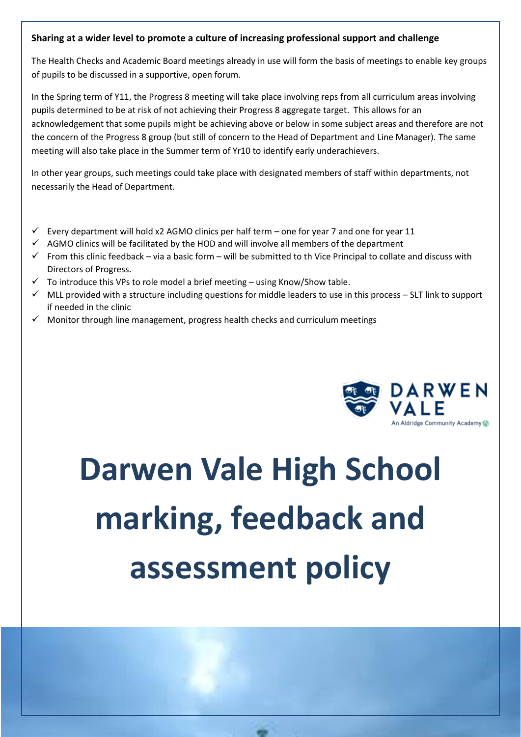**Sharing at a wider level to promote a culture of increasing professional support and challenge**

The Health Checks and Academic Board meetings already in use will form the basis of meetings to enable key groups of pupils to be discussed in a supportive, open forum.

In the Spring term of Y11, the Progress 8 meeting will take place involving reps from all curriculum areas involving pupils determined to be at risk of not achieving their Progress 8 aggregate target. This allows for an acknowledgement that some pupils might be achieving above or below in some subject areas and therefore are not the concern of the Progress 8 group (but still of concern to the Head of Department and Line Manager). The same meeting will also take place in the Summer term of Yr10 to identify early underachievers.

In other year groups, such meetings could take place with designated members of staff within departments, not necessarily the Head of Department.

- ✓ Every department will hold x2 AGMO clinics per half term – one for year 7 and one for year 11
- ✓ AGMO clinics will be facilitated by the HOD and will involve all members of the department
- ✓ From this clinic feedback – via a basic form – will be submitted to th Vice Principal to collate and discuss with Directors of Progress.
- ✓ To introduce this VPs to role model a brief meeting – using Know/Show table.
- ✓ MLL provided with a structure including questions for middle leaders to use in this process – SLT link to support if needed in the clinic
- ✓ Monitor through line management, progress health checks and curriculum meetings

DARWEN VALE
An Aldridge Community Academy

# Darwen Vale High School marking, feedback and assessment policy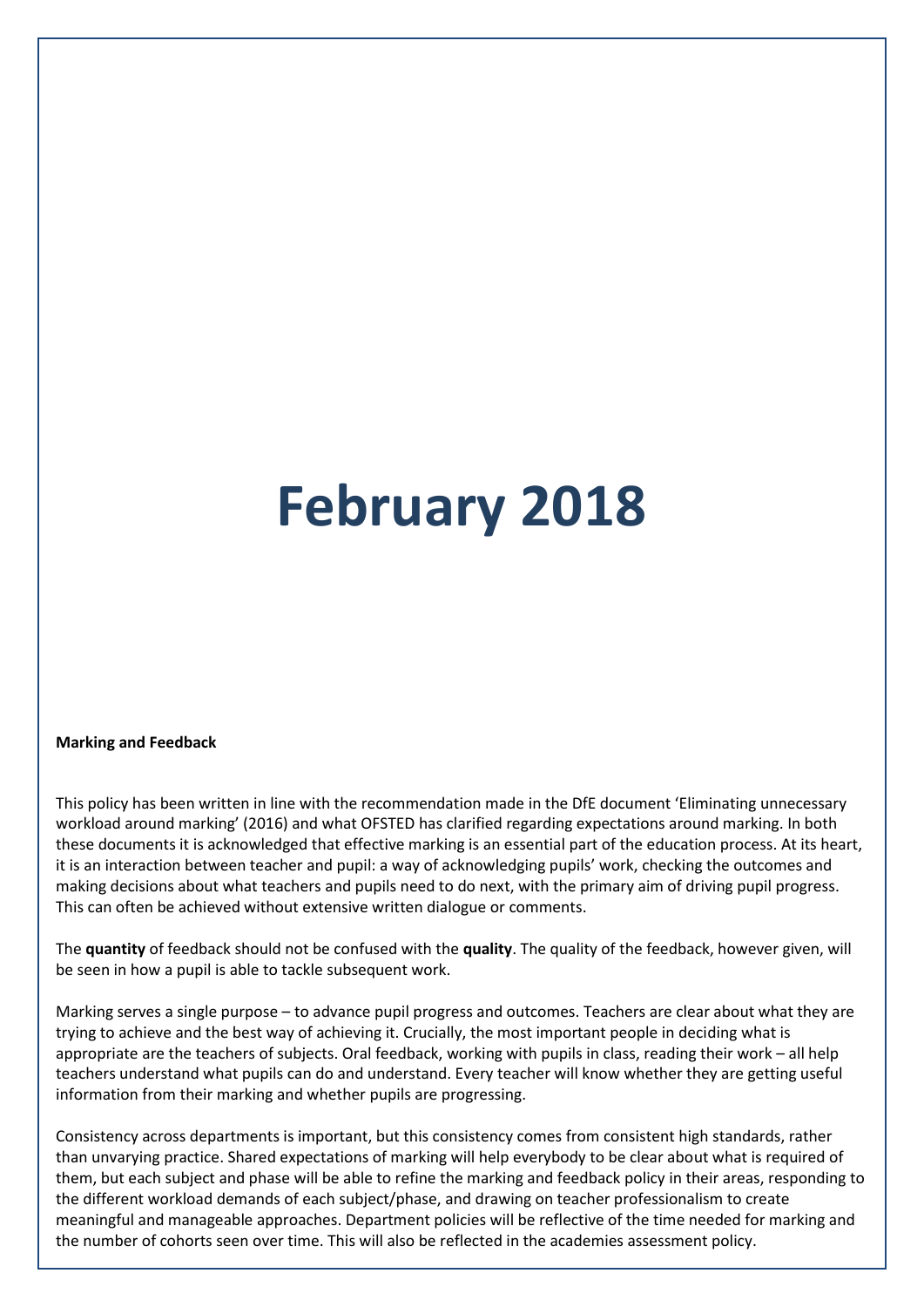# February 2018

**Marking and Feedback**

This policy has been written in line with the recommendation made in the DfE document 'Eliminating unnecessary workload around marking' (2016) and what OFSTED has clarified regarding expectations around marking. In both these documents it is acknowledged that effective marking is an essential part of the education process. At its heart, it is an interaction between teacher and pupil: a way of acknowledging pupils' work, checking the outcomes and making decisions about what teachers and pupils need to do next, with the primary aim of driving pupil progress. This can often be achieved without extensive written dialogue or comments.

The **quantity** of feedback should not be confused with the **quality**. The quality of the feedback, however given, will be seen in how a pupil is able to tackle subsequent work.

Marking serves a single purpose – to advance pupil progress and outcomes. Teachers are clear about what they are trying to achieve and the best way of achieving it. Crucially, the most important people in deciding what is appropriate are the teachers of subjects. Oral feedback, working with pupils in class, reading their work – all help teachers understand what pupils can do and understand. Every teacher will know whether they are getting useful information from their marking and whether pupils are progressing.

Consistency across departments is important, but this consistency comes from consistent high standards, rather than unvarying practice. Shared expectations of marking will help everybody to be clear about what is required of them, but each subject and phase will be able to refine the marking and feedback policy in their areas, responding to the different workload demands of each subject/phase, and drawing on teacher professionalism to create meaningful and manageable approaches. Department policies will be reflective of the time needed for marking and the number of cohorts seen over time. This will also be reflected in the academies assessment policy.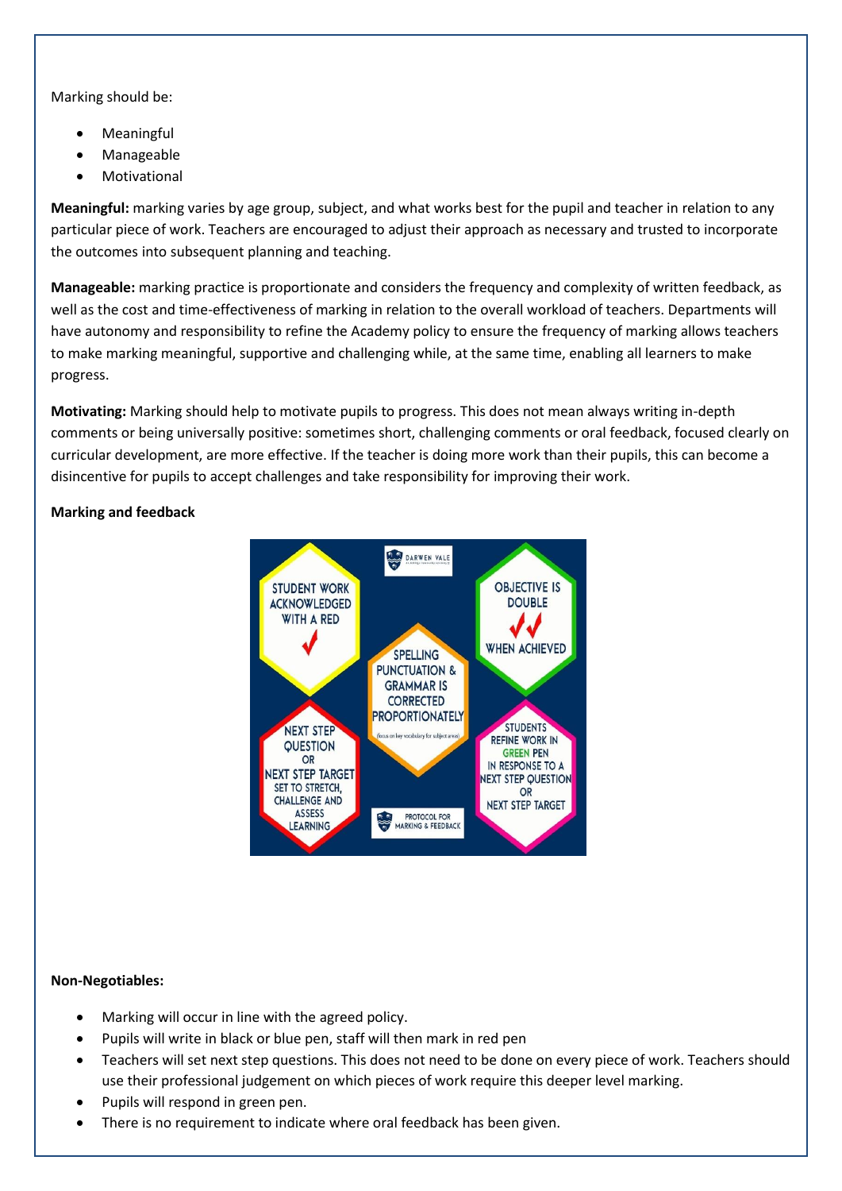Marking should be:

- Meaningful
- Manageable
- Motivational

**Meaningful:** marking varies by age group, subject, and what works best for the pupil and teacher in relation to any particular piece of work. Teachers are encouraged to adjust their approach as necessary and trusted to incorporate the outcomes into subsequent planning and teaching.

**Manageable:** marking practice is proportionate and considers the frequency and complexity of written feedback, as well as the cost and time-effectiveness of marking in relation to the overall workload of teachers. Departments will have autonomy and responsibility to refine the Academy policy to ensure the frequency of marking allows teachers to make marking meaningful, supportive and challenging while, at the same time, enabling all learners to make progress.

**Motivating:** Marking should help to motivate pupils to progress. This does not mean always writing in-depth comments or being universally positive: sometimes short, challenging comments or oral feedback, focused clearly on curricular development, are more effective. If the teacher is doing more work than their pupils, this can become a disincentive for pupils to accept challenges and take responsibility for improving their work.

**Marking and feedback**

DARWEN VALE – PROTOCOL FOR MARKING & FEEDBACK

- STUDENT WORK ACKNOWLEDGED WITH A RED ✓
- OBJECTIVE IS DOUBLE ✓✓ WHEN ACHIEVED
- SPELLING PUNCTUATION & GRAMMAR IS CORRECTED PROPORTIONATELY (focus on key vocabulary for subject area)
- NEXT STEP QUESTION OR NEXT STEP TARGET SET TO STRETCH, CHALLENGE AND ASSESS LEARNING
- STUDENTS REFINE WORK IN GREEN PEN IN RESPONSE TO A NEXT STEP QUESTION OR NEXT STEP TARGET

**Non-Negotiables:**

- Marking will occur in line with the agreed policy.
- Pupils will write in black or blue pen, staff will then mark in red pen
- Teachers will set next step questions. This does not need to be done on every piece of work. Teachers should use their professional judgement on which pieces of work require this deeper level marking.
- Pupils will respond in green pen.
- There is no requirement to indicate where oral feedback has been given.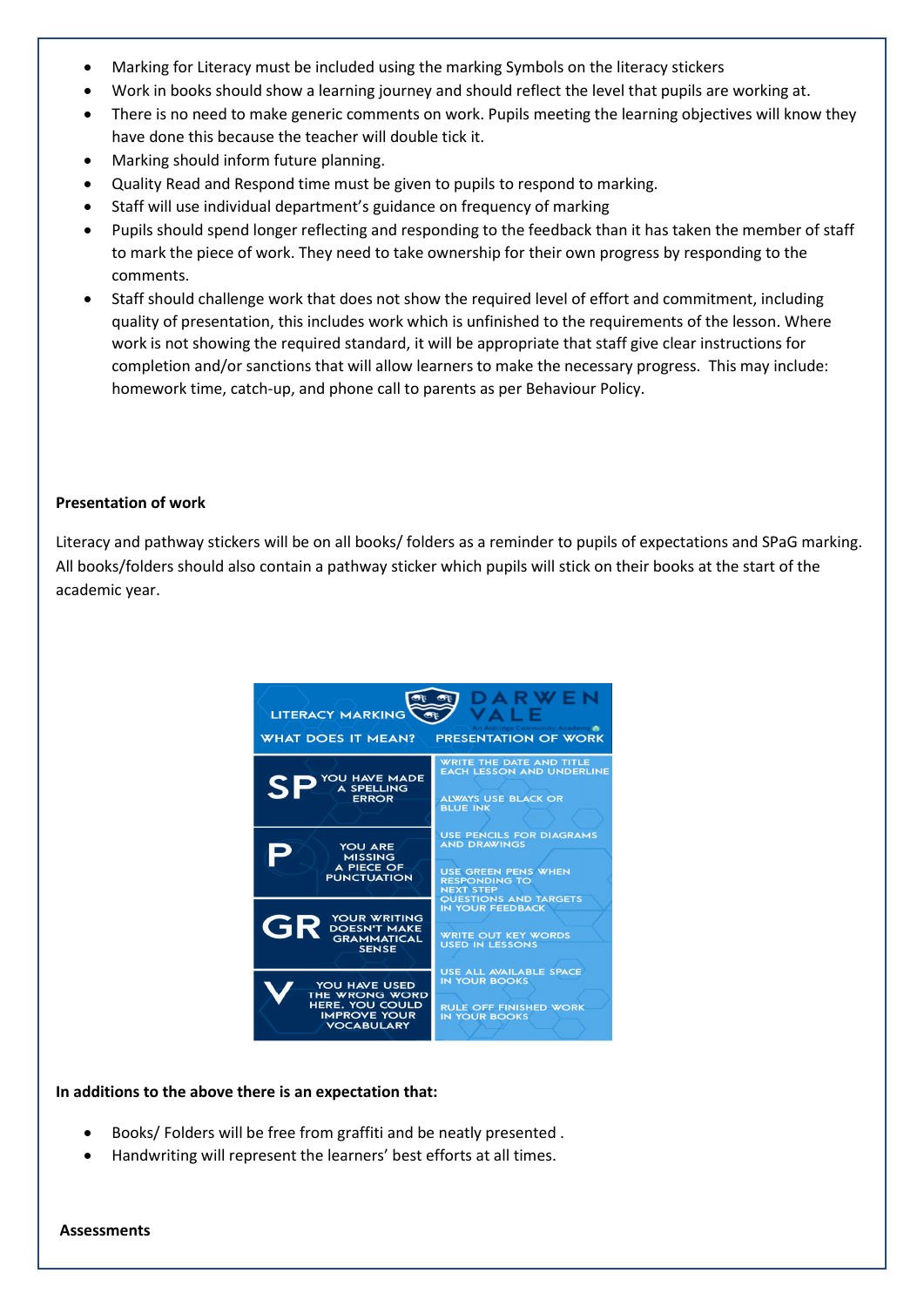- Marking for Literacy must be included using the marking Symbols on the literacy stickers
- Work in books should show a learning journey and should reflect the level that pupils are working at.
- There is no need to make generic comments on work. Pupils meeting the learning objectives will know they have done this because the teacher will double tick it.
- Marking should inform future planning.
- Quality Read and Respond time must be given to pupils to respond to marking.
- Staff will use individual department's guidance on frequency of marking
- Pupils should spend longer reflecting and responding to the feedback than it has taken the member of staff to mark the piece of work. They need to take ownership for their own progress by responding to the comments.
- Staff should challenge work that does not show the required level of effort and commitment, including quality of presentation, this includes work which is unfinished to the requirements of the lesson. Where work is not showing the required standard, it will be appropriate that staff give clear instructions for completion and/or sanctions that will allow learners to make the necessary progress. This may include: homework time, catch-up, and phone call to parents as per Behaviour Policy.

**Presentation of work**

Literacy and pathway stickers will be on all books/ folders as a reminder to pupils of expectations and SPaG marking. All books/folders should also contain a pathway sticker which pupils will stick on their books at the start of the academic year.

LITERACY MARKING — DARWEN VALE — An Aldridge Community Academy

| WHAT DOES IT MEAN? | | PRESENTATION OF WORK |
|---|---|---|
| SP | YOU HAVE MADE A SPELLING ERROR | WRITE THE DATE AND TITLE EACH LESSON AND UNDERLINE |
| | | ALWAYS USE BLACK OR BLUE INK |
| P | YOU ARE MISSING A PIECE OF PUNCTUATION | USE PENCILS FOR DIAGRAMS AND DRAWINGS |
| | | USE GREEN PENS WHEN RESPONDING TO NEXT STEP QUESTIONS AND TARGETS IN YOUR FEEDBACK |
| GR | YOUR WRITING DOESN'T MAKE GRAMMATICAL SENSE | WRITE OUT KEY WORDS USED IN LESSONS |
| V | YOU HAVE USED THE WRONG WORD HERE. YOU COULD IMPROVE YOUR VOCABULARY | USE ALL AVAILABLE SPACE IN YOUR BOOKS |
| | | RULE OFF FINISHED WORK IN YOUR BOOKS |

**In additions to the above there is an expectation that:**

- Books/ Folders will be free from graffiti and be neatly presented .
- Handwriting will represent the learners' best efforts at all times.

**Assessments**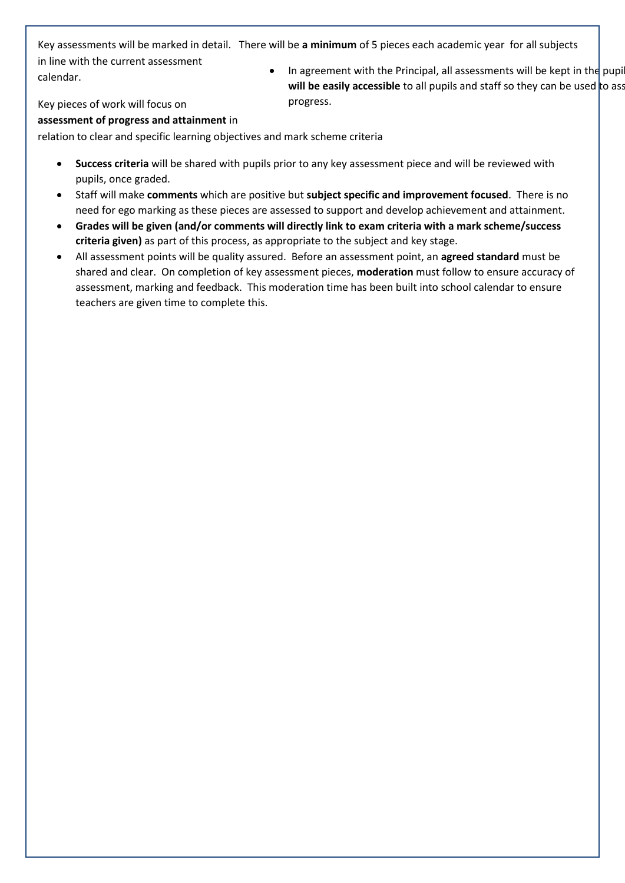Key assessments will be marked in detail. There will be **a minimum** of 5 pieces each academic year for all subjects in line with the current assessment calendar.

- In agreement with the Principal, all assessments will be kept in the pupil... **will be easily accessible** to all pupils and staff so they can be used to ass... progress.

Key pieces of work will focus on **assessment of progress and attainment** in relation to clear and specific learning objectives and mark scheme criteria

- **Success criteria** will be shared with pupils prior to any key assessment piece and will be reviewed with pupils, once graded.
- Staff will make **comments** which are positive but **subject specific and improvement focused**. There is no need for ego marking as these pieces are assessed to support and develop achievement and attainment.
- **Grades will be given (and/or comments will directly link to exam criteria with a mark scheme/success criteria given)** as part of this process, as appropriate to the subject and key stage.
- All assessment points will be quality assured. Before an assessment point, an **agreed standard** must be shared and clear. On completion of key assessment pieces, **moderation** must follow to ensure accuracy of assessment, marking and feedback. This moderation time has been built into school calendar to ensure teachers are given time to complete this.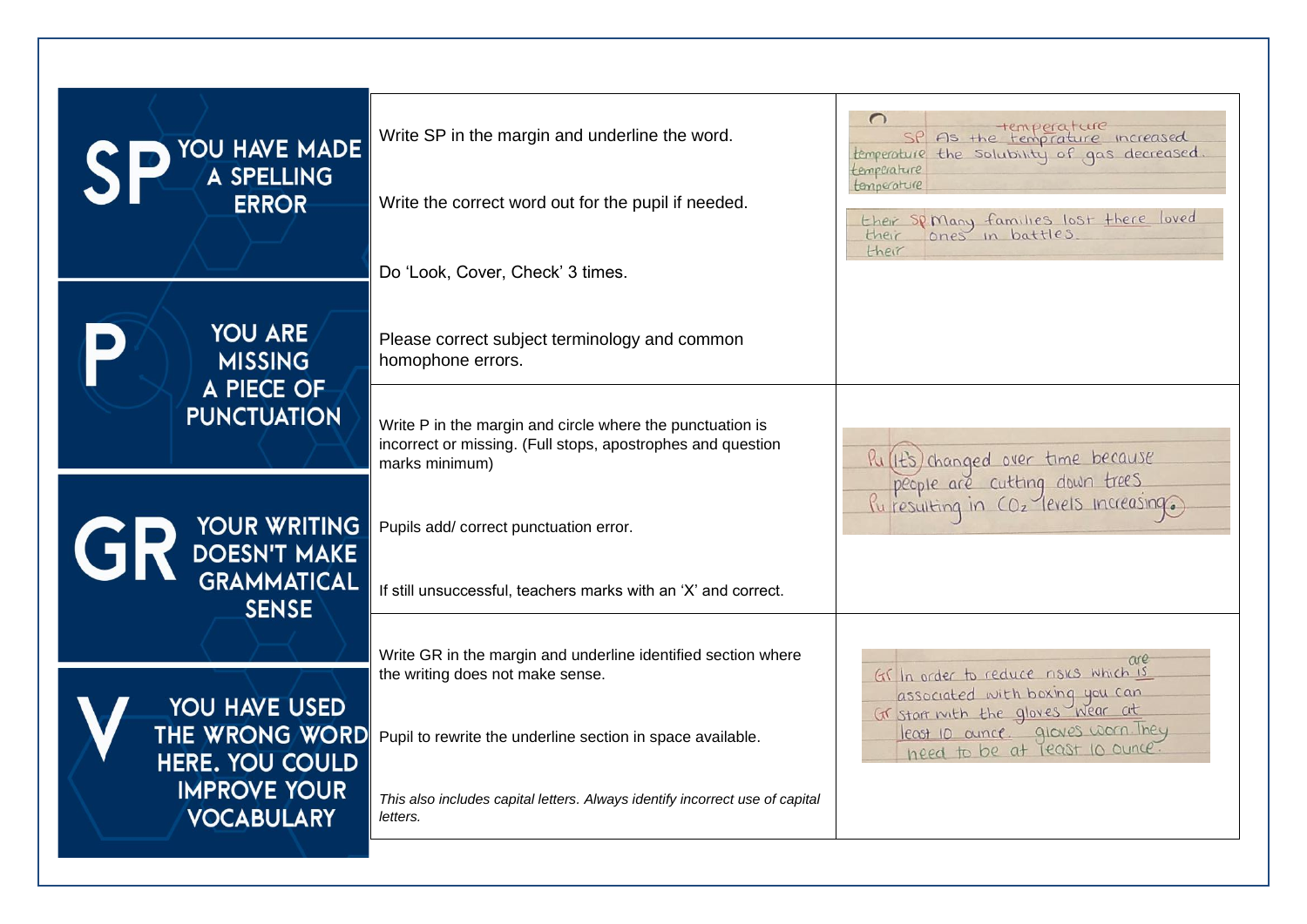| Code | Instructions | Example |
| --- | --- | --- |
| **SP** YOU HAVE MADE A SPELLING ERROR | Write SP in the margin and underline the word. Write the correct word out for the pupil if needed. Do 'Look, Cover, Check' 3 times. Please correct subject terminology and common homophone errors. | SP As the temprature increased the solubility of gas decreased. (temperature temperature temperature temperature) / SP Many families lost there loved ones in battles. (their their their) |
| **P** YOU ARE MISSING A PIECE OF PUNCTUATION | Write P in the margin and circle where the punctuation is incorrect or missing. (Full stops, apostrophes and question marks minimum) Pupils add/ correct punctuation error. If still unsuccessful, teachers marks with an 'X' and correct. | Pu It's changed over time because people are cutting down trees Pu resulting in $CO_2$ levels increasing. |
| **GR** YOUR WRITING DOESN'T MAKE GRAMMATICAL SENSE | Write GR in the margin and underline identified section where the writing does not make sense. Pupil to rewrite the underline section in space available. *This also includes capital letters. Always identify incorrect use of capital letters.* | Gr In order to reduce risks which is (are) associated with boxing you can Gr start with the gloves wear at least 10 ounce. gloves worn They need to be at least 10 ounce. |
| **V** YOU HAVE USED THE WRONG WORD HERE. YOU COULD IMPROVE YOUR VOCABULARY | | |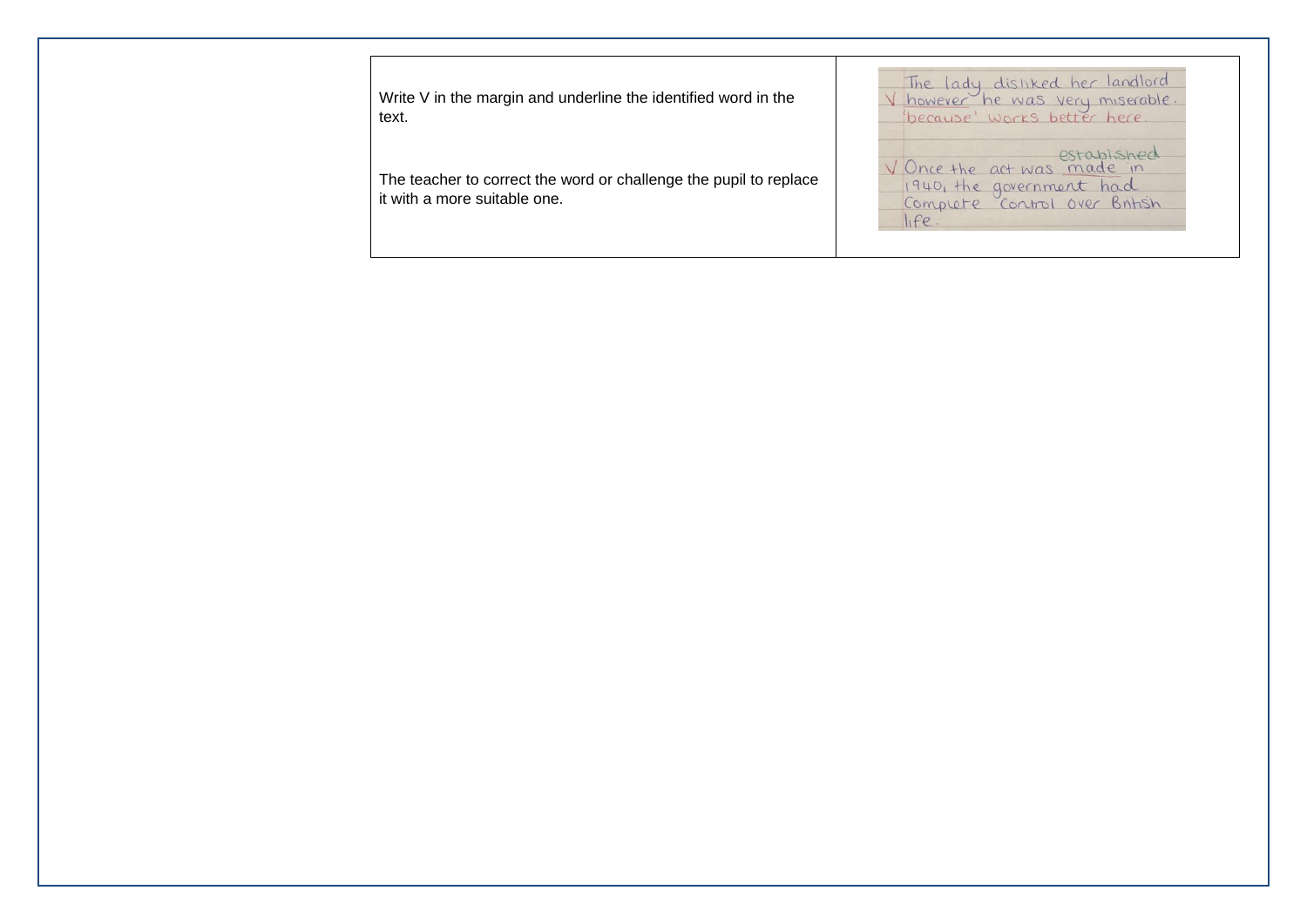| | |
|---|---|
| Write V in the margin and underline the identified word in the text.<br><br>The teacher to correct the word or challenge the pupil to replace it with a more suitable one. | The lady disliked her landlord<br>V however he was very miserable.<br>'because' works better here.<br><br>established<br>V Once the act was made in 1940, the government had complete control over British life. |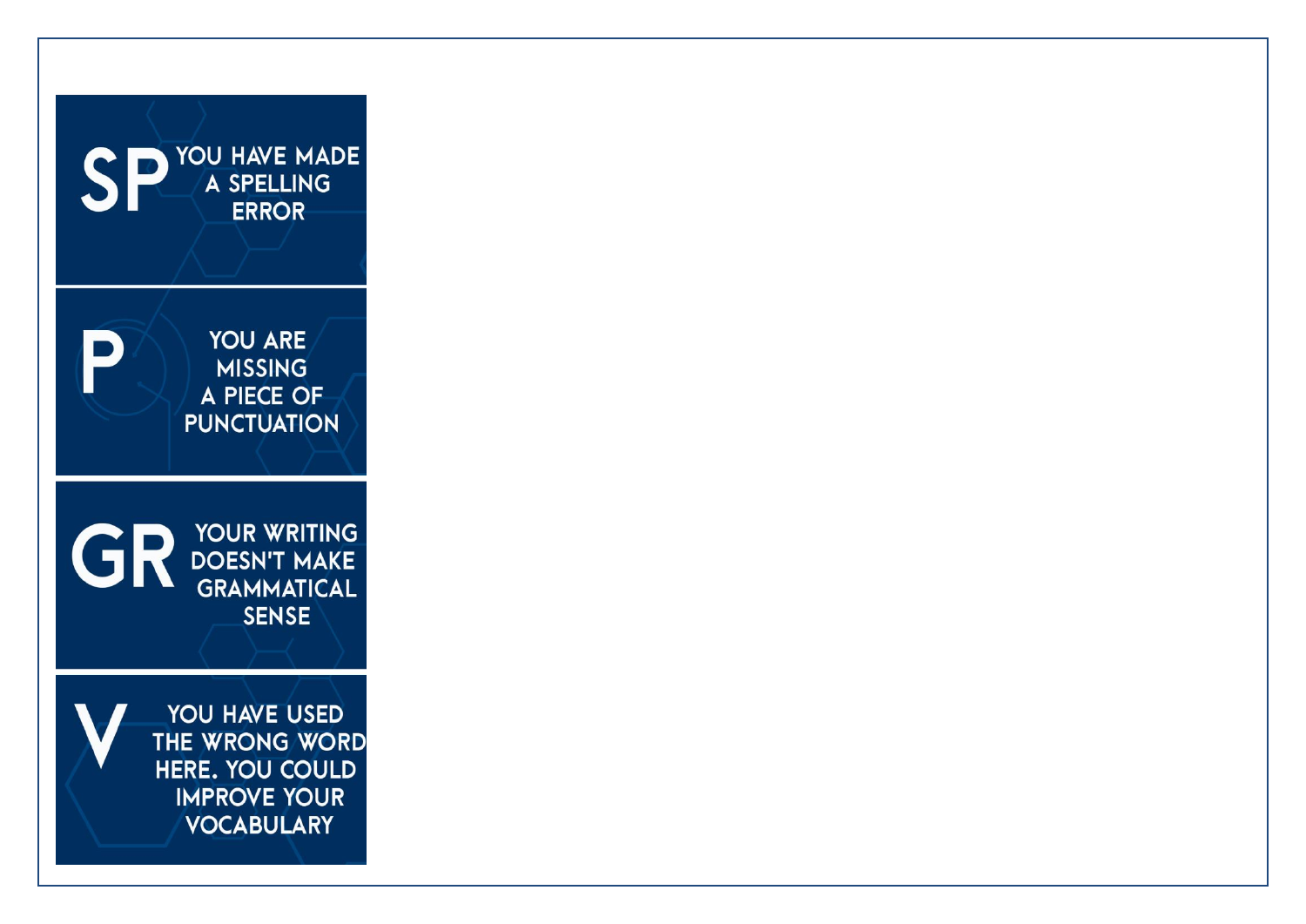**SP** YOU HAVE MADE A SPELLING ERROR

**P** YOU ARE MISSING A PIECE OF PUNCTUATION

**GR** YOUR WRITING DOESN'T MAKE GRAMMATICAL SENSE

**V** YOU HAVE USED THE WRONG WORD HERE. YOU COULD IMPROVE YOUR VOCABULARY